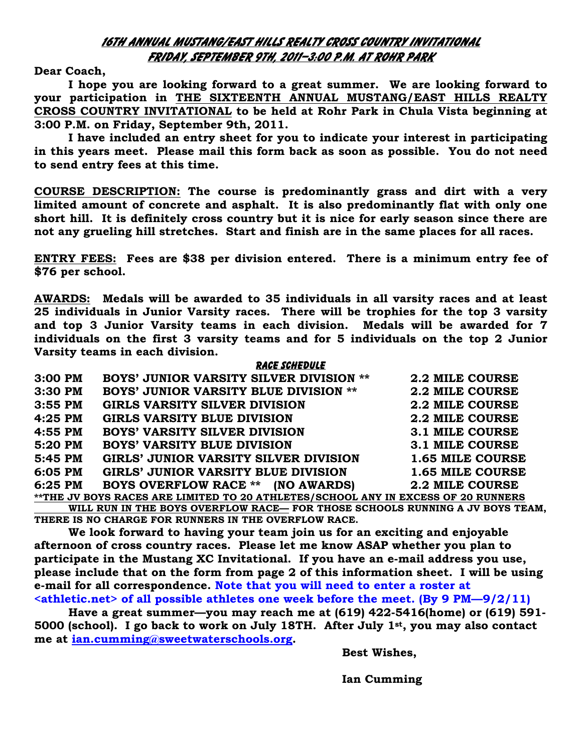# 16TH ANNUAL MUSTANG/EAST HILLS REALTY CROSS COUNTRY INVITATIONAL
## FRIDAY, SEPTEMBER 9TH, 2011—3:00 P.M. AT ROHR PARK

**Dear Coach,**

**I hope you are looking forward to a great summer. We are looking forward to your participation in THE SIXTEENTH ANNUAL MUSTANG/EAST HILLS REALTY CROSS COUNTRY INVITATIONAL to be held at Rohr Park in Chula Vista beginning at 3:00 P.M. on Friday, September 9th, 2011.**

**I have included an entry sheet for you to indicate your interest in participating in this years meet. Please mail this form back as soon as possible. You do not need to send entry fees at this time.**

**COURSE DESCRIPTION: The course is predominantly grass and dirt with a very limited amount of concrete and asphalt. It is also predominantly flat with only one short hill. It is definitely cross country but it is nice for early season since there are not any grueling hill stretches. Start and finish are in the same places for all races.**

**ENTRY FEES: Fees are $38 per division entered. There is a minimum entry fee of $76 per school.**

**AWARDS: Medals will be awarded to 35 individuals in all varsity races and at least 25 individuals in Junior Varsity races. There will be trophies for the top 3 varsity and top 3 Junior Varsity teams in each division. Medals will be awarded for 7 individuals on the first 3 varsity teams and for 5 individuals on the top 2 Junior Varsity teams in each division.**

### RACE SCHEDULE

| | | |
|---|---|---|
| 3:00 PM | BOYS' JUNIOR VARSITY SILVER DIVISION ** | 2.2 MILE COURSE |
| 3:30 PM | BOYS' JUNIOR VARSITY BLUE DIVISION ** | 2.2 MILE COURSE |
| 3:55 PM | GIRLS VARSITY SILVER DIVISION | 2.2 MILE COURSE |
| 4:25 PM | GIRLS VARSITY BLUE DIVISION | 2.2 MILE COURSE |
| 4:55 PM | BOYS' VARSITY SILVER DIVISION | 3.1 MILE COURSE |
| 5:20 PM | BOYS' VARSITY BLUE DIVISION | 3.1 MILE COURSE |
| 5:45 PM | GIRLS' JUNIOR VARSITY SILVER DIVISION | 1.65 MILE COURSE |
| 6:05 PM | GIRLS' JUNIOR VARSITY BLUE DIVISION | 1.65 MILE COURSE |
| 6:25 PM | BOYS OVERFLOW RACE ** (NO AWARDS) | 2.2 MILE COURSE |

**\*\*THE JV BOYS RACES ARE LIMITED TO 20 ATHLETES/SCHOOL ANY IN EXCESS OF 20 RUNNERS WILL RUN IN THE BOYS OVERFLOW RACE— FOR THOSE SCHOOLS RUNNING A JV BOYS TEAM, THERE IS NO CHARGE FOR RUNNERS IN THE OVERFLOW RACE.**

**We look forward to having your team join us for an exciting and enjoyable afternoon of cross country races. Please let me know ASAP whether you plan to participate in the Mustang XC Invitational. If you have an e-mail address you use, please include that on the form from page 2 of this information sheet. I will be using e-mail for all correspondence. Note that you will need to enter a roster at <athletic.net> of all possible athletes one week before the meet. (By 9 PM—9/2/11)**

**Have a great summer—you may reach me at (619) 422-5416(home) or (619) 591-5000 (school). I go back to work on July 18TH. After July 1st, you may also contact me at ian.cumming@sweetwaterschools.org.**

**Best Wishes,**

**Ian Cumming**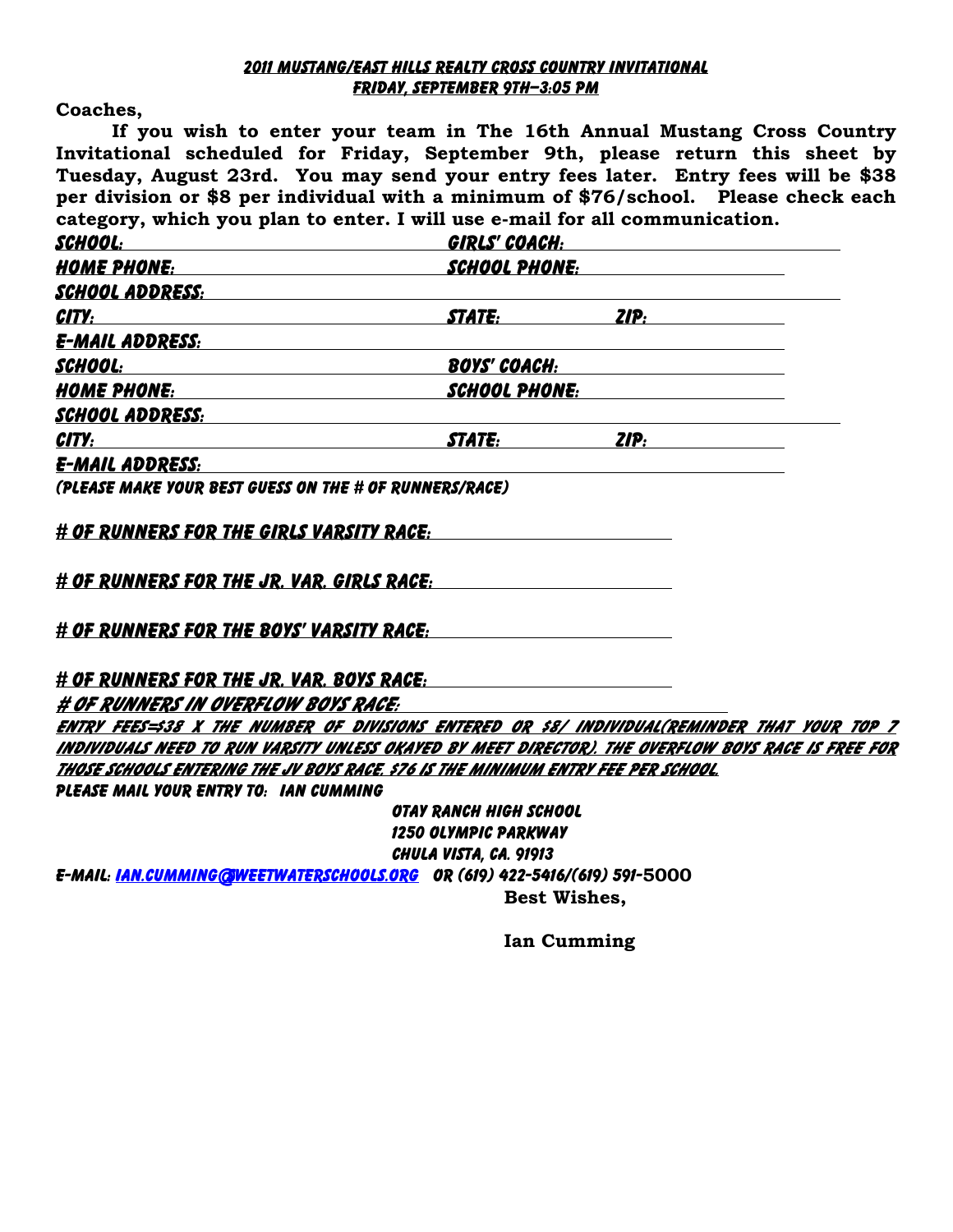**2011 MUSTANG/EAST HILLS REALTY CROSS COUNTRY INVITATIONAL**
**FRIDAY, SEPTEMBER 9TH—3:05 PM**

**Coaches,**

**If you wish to enter your team in The 16th Annual Mustang Cross Country Invitational scheduled for Friday, September 9th, please return this sheet by Tuesday, August 23rd. You may send your entry fees later. Entry fees will be $38 per division or $8 per individual with a minimum of $76/school. Please check each category, which you plan to enter. I will use e-mail for all communication.**

SCHOOL: ______________________ GIRLS' COACH: ______________________

HOME PHONE: ______________________ SCHOOL PHONE: ______________________

SCHOOL ADDRESS: ______________________

CITY: ______________________ STATE: __________ ZIP: __________

E-MAIL ADDRESS: ______________________

SCHOOL: ______________________ BOYS' COACH: ______________________

HOME PHONE: ______________________ SCHOOL PHONE: ______________________

SCHOOL ADDRESS: ______________________

CITY: ______________________ STATE: __________ ZIP: __________

E-MAIL ADDRESS: ______________________

(PLEASE MAKE YOUR BEST GUESS ON THE # OF RUNNERS/RACE)

# OF RUNNERS FOR THE GIRLS VARSITY RACE: ______________________

# OF RUNNERS FOR THE JR. VAR. GIRLS RACE: ______________________

# OF RUNNERS FOR THE BOYS' VARSITY RACE: ______________________

# OF RUNNERS FOR THE JR. VAR. BOYS RACE: ______________________

# OF RUNNERS IN OVERFLOW BOYS RACE: ______________________

*ENTRY FEES=$38 X THE NUMBER OF DIVISIONS ENTERED OR $8/ INDIVIDUAL(REMINDER THAT YOUR TOP 7 INDIVIDUALS NEED TO RUN VARSITY UNLESS OKAYED BY MEET DIRECTOR). THE OVERFLOW BOYS RACE IS FREE FOR THOSE SCHOOLS ENTERING THE JV BOYS RACE. $76 IS THE MINIMUM ENTRY FEE PER SCHOOL.*

PLEASE MAIL YOUR ENTRY TO: IAN CUMMING
OTAY RANCH HIGH SCHOOL
1250 OLYMPIC PARKWAY
CHULA VISTA, CA. 91913

E-MAIL: IAN.CUMMING@SWEETWATERSCHOOLS.ORG OR (619) 422-5416/(619) 591-5000

**Best Wishes,**

**Ian Cumming**